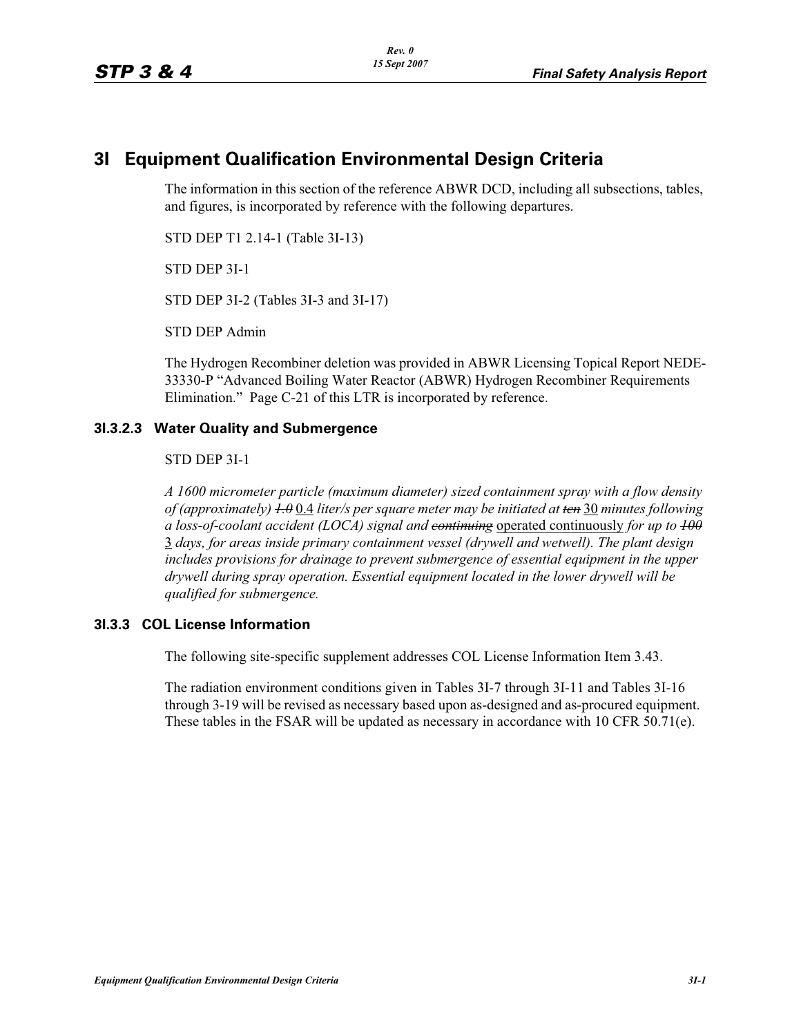# 3I Equipment Qualification Environmental Design Criteria

The information in this section of the reference ABWR DCD, including all subsections, tables, and figures, is incorporated by reference with the following departures.

STD DEP T1 2.14-1 (Table 3I-13)

STD DEP 3I-1

STD DEP 3I-2 (Tables 3I-3 and 3I-17)

STD DEP Admin

The Hydrogen Recombiner deletion was provided in ABWR Licensing Topical Report NEDE-33330-P "Advanced Boiling Water Reactor (ABWR) Hydrogen Recombiner Requirements Elimination." Page C-21 of this LTR is incorporated by reference.

### 3I.3.2.3 Water Quality and Submergence

STD DEP 3I-1

*A 1600 micrometer particle (maximum diameter) sized containment spray with a flow density of (approximately)* ~~*1.0*~~ <u>0.4</u> *liter/s per square meter may be initiated at* ~~*ten*~~ <u>30</u> *minutes following a loss-of-coolant accident (LOCA) signal and* ~~*continuing*~~ <u>operated continuously</u> *for up to* ~~*100*~~ <u>3</u> *days, for areas inside primary containment vessel (drywell and wetwell). The plant design includes provisions for drainage to prevent submergence of essential equipment in the upper drywell during spray operation. Essential equipment located in the lower drywell will be qualified for submergence.*

### 3I.3.3 COL License Information

The following site-specific supplement addresses COL License Information Item 3.43.

The radiation environment conditions given in Tables 3I-7 through 3I-11 and Tables 3I-16 through 3-19 will be revised as necessary based upon as-designed and as-procured equipment. These tables in the FSAR will be updated as necessary in accordance with 10 CFR 50.71(e).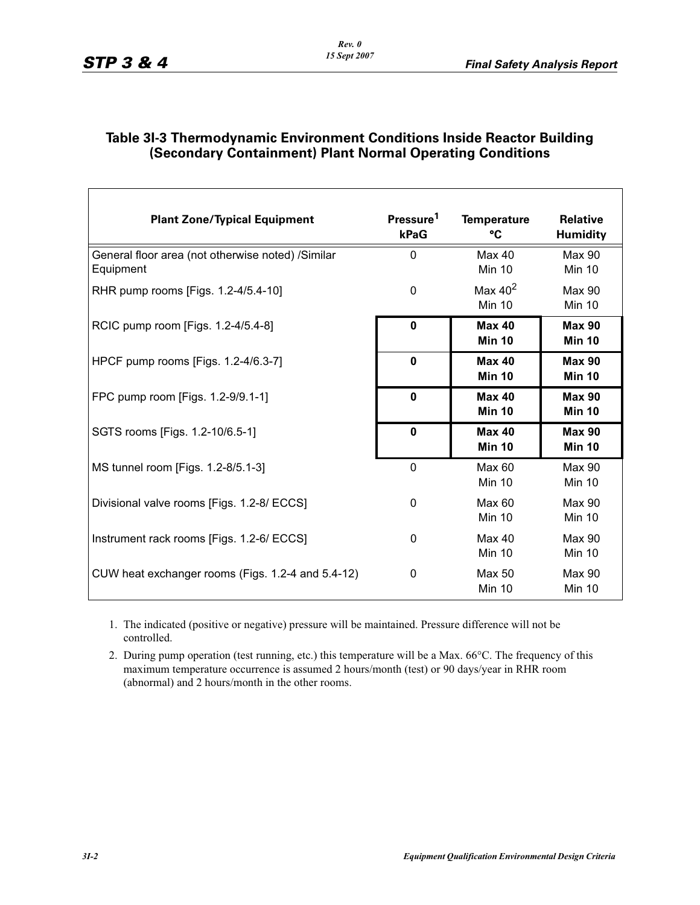## Table 3I-3 Thermodynamic Environment Conditions Inside Reactor Building (Secondary Containment) Plant Normal Operating Conditions

| Plant Zone/Typical Equipment | Pressure[1] kPaG | Temperature °C | Relative Humidity |
|---|---|---|---|
| General floor area (not otherwise noted) /Similar Equipment | 0 | Max 40<br>Min 10 | Max 90<br>Min 10 |
| RHR pump rooms [Figs. 1.2-4/5.4-10] | 0 | Max 40[2]<br>Min 10 | Max 90<br>Min 10 |
| RCIC pump room [Figs. 1.2-4/5.4-8] | **0** | **Max 40**<br>**Min 10** | **Max 90**<br>**Min 10** |
| HPCF pump rooms [Figs. 1.2-4/6.3-7] | **0** | **Max 40**<br>**Min 10** | **Max 90**<br>**Min 10** |
| FPC pump room [Figs. 1.2-9/9.1-1] | **0** | **Max 40**<br>**Min 10** | **Max 90**<br>**Min 10** |
| SGTS rooms [Figs. 1.2-10/6.5-1] | **0** | **Max 40**<br>**Min 10** | **Max 90**<br>**Min 10** |
| MS tunnel room [Figs. 1.2-8/5.1-3] | 0 | Max 60<br>Min 10 | Max 90<br>Min 10 |
| Divisional valve rooms [Figs. 1.2-8/ ECCS] | 0 | Max 60<br>Min 10 | Max 90<br>Min 10 |
| Instrument rack rooms [Figs. 1.2-6/ ECCS] | 0 | Max 40<br>Min 10 | Max 90<br>Min 10 |
| CUW heat exchanger rooms (Figs. 1.2-4 and 5.4-12) | 0 | Max 50<br>Min 10 | Max 90<br>Min 10 |

1. The indicated (positive or negative) pressure will be maintained. Pressure difference will not be controlled.
2. During pump operation (test running, etc.) this temperature will be a Max. 66°C. The frequency of this maximum temperature occurrence is assumed 2 hours/month (test) or 90 days/year in RHR room (abnormal) and 2 hours/month in the other rooms.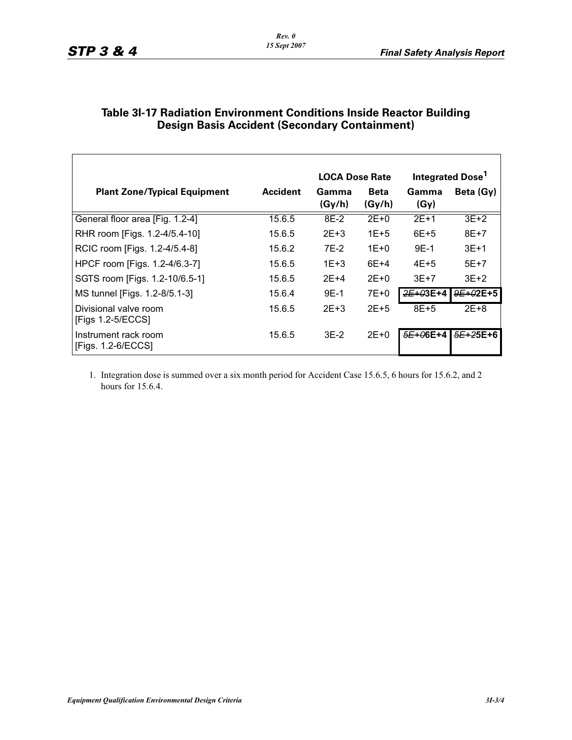## Table 3I-17 Radiation Environment Conditions Inside Reactor Building Design Basis Accident (Secondary Containment)

| Plant Zone/Typical Equipment | Accident | LOCA Dose Rate | | Integrated Dose[1] | |
|---|---|---|---|---|---|
| | | Gamma (Gy/h) | Beta (Gy/h) | Gamma (Gy) | Beta (Gy) |
| General floor area [Fig. 1.2-4] | 15.6.5 | 8E-2 | 2E+0 | 2E+1 | 3E+2 |
| RHR room [Figs. 1.2-4/5.4-10] | 15.6.5 | 2E+3 | 1E+5 | 6E+5 | 8E+7 |
| RCIC room [Figs. 1.2-4/5.4-8] | 15.6.2 | 7E-2 | 1E+0 | 9E-1 | 3E+1 |
| HPCF room [Figs. 1.2-4/6.3-7] | 15.6.5 | 1E+3 | 6E+4 | 4E+5 | 5E+7 |
| SGTS room [Figs. 1.2-10/6.5-1] | 15.6.5 | 2E+4 | 2E+0 | 3E+7 | 3E+2 |
| MS tunnel [Figs. 1.2-8/5.1-3] | 15.6.4 | 9E-1 | 7E+0 | ~~2E+0~~ **3E+4** | ~~9E+0~~ **2E+5** |
| Divisional valve room [Figs 1.2-5/ECCS] | 15.6.5 | 2E+3 | 2E+5 | 8E+5 | 2E+8 |
| Instrument rack room [Figs. 1.2-6/ECCS] | 15.6.5 | 3E-2 | 2E+0 | ~~5E+0~~ **6E+4** | ~~5E+2~~ **5E+6** |

1. Integration dose is summed over a six month period for Accident Case 15.6.5, 6 hours for 15.6.2, and 2 hours for 15.6.4.